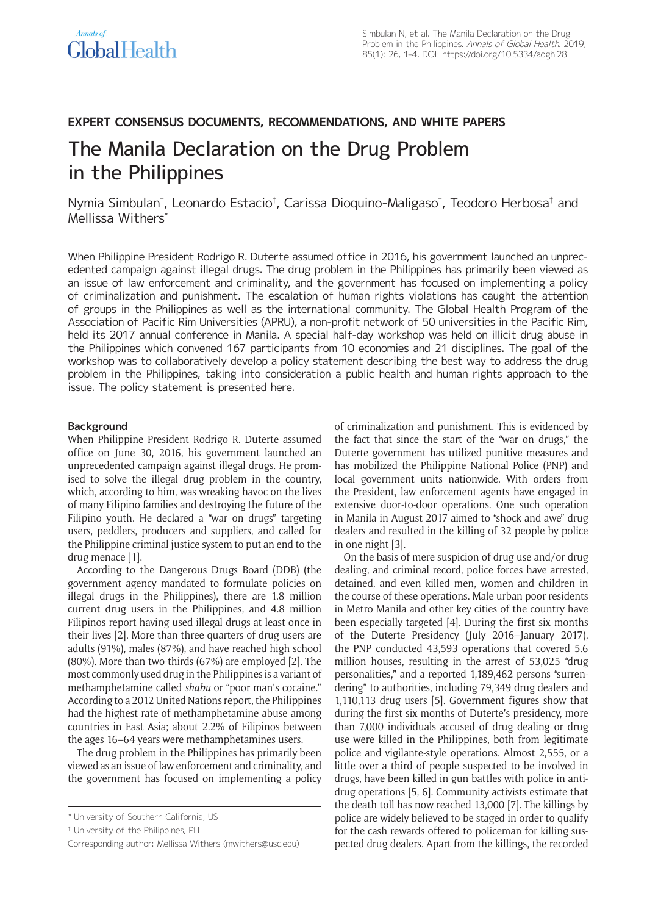EXPERT CONSENSUS DOCUMENTS, RECOMMENDATIONS, AND WHITE PAPERS

# The Manila Declaration on the Drug Problem in the Philippines

Nymia Simbulan†, Leonardo Estacio†, Carissa Dioquino-Maligaso†, Teodoro Herbosa† and Mellissa Withers*

When Philippine President Rodrigo R. Duterte assumed office in 2016, his government launched an unprecedented campaign against illegal drugs. The drug problem in the Philippines has primarily been viewed as an issue of law enforcement and criminality, and the government has focused on implementing a policy of criminalization and punishment. The escalation of human rights violations has caught the attention of groups in the Philippines as well as the international community. The Global Health Program of the Association of Pacific Rim Universities (APRU), a non-profit network of 50 universities in the Pacific Rim, held its 2017 annual conference in Manila. A special half-day workshop was held on illicit drug abuse in the Philippines which convened 167 participants from 10 economies and 21 disciplines. The goal of the workshop was to collaboratively develop a policy statement describing the best way to address the drug problem in the Philippines, taking into consideration a public health and human rights approach to the issue. The policy statement is presented here.

## Background

When Philippine President Rodrigo R. Duterte assumed office on June 30, 2016, his government launched an unprecedented campaign against illegal drugs. He promised to solve the illegal drug problem in the country, which, according to him, was wreaking havoc on the lives of many Filipino families and destroying the future of the Filipino youth. He declared a "war on drugs" targeting users, peddlers, producers and suppliers, and called for the Philippine criminal justice system to put an end to the drug menace [1].

According to the Dangerous Drugs Board (DDB) (the government agency mandated to formulate policies on illegal drugs in the Philippines), there are 1.8 million current drug users in the Philippines, and 4.8 million Filipinos report having used illegal drugs at least once in their lives [2]. More than three-quarters of drug users are adults (91%), males (87%), and have reached high school (80%). More than two-thirds (67%) are employed [2]. The most commonly used drug in the Philippines is a variant of methamphetamine called *shabu* or "poor man's cocaine." According to a 2012 United Nations report, the Philippines had the highest rate of methamphetamine abuse among countries in East Asia; about 2.2% of Filipinos between the ages 16–64 years were methamphetamines users.

The drug problem in the Philippines has primarily been viewed as an issue of law enforcement and criminality, and the government has focused on implementing a policy of criminalization and punishment. This is evidenced by the fact that since the start of the "war on drugs," the Duterte government has utilized punitive measures and has mobilized the Philippine National Police (PNP) and local government units nationwide. With orders from the President, law enforcement agents have engaged in extensive door-to-door operations. One such operation in Manila in August 2017 aimed to "shock and awe" drug dealers and resulted in the killing of 32 people by police in one night [3].

On the basis of mere suspicion of drug use and/or drug dealing, and criminal record, police forces have arrested, detained, and even killed men, women and children in the course of these operations. Male urban poor residents in Metro Manila and other key cities of the country have been especially targeted [4]. During the first six months of the Duterte Presidency (July 2016–January 2017), the PNP conducted 43,593 operations that covered 5.6 million houses, resulting in the arrest of 53,025 "drug personalities," and a reported 1,189,462 persons "surrendering" to authorities, including 79,349 drug dealers and 1,110,113 drug users [5]. Government figures show that during the first six months of Duterte's presidency, more than 7,000 individuals accused of drug dealing or drug use were killed in the Philippines, both from legitimate police and vigilante-style operations. Almost 2,555, or a little over a third of people suspected to be involved in drugs, have been killed in gun battles with police in anti-drug operations [5, 6]. Community activists estimate that the death toll has now reached 13,000 [7]. The killings by police are widely believed to be staged in order to qualify for the cash rewards offered to policeman for killing suspected drug dealers. Apart from the killings, the recorded

* University of Southern California, US

† University of the Philippines, PH

Corresponding author: Mellissa Withers (mwithers@usc.edu)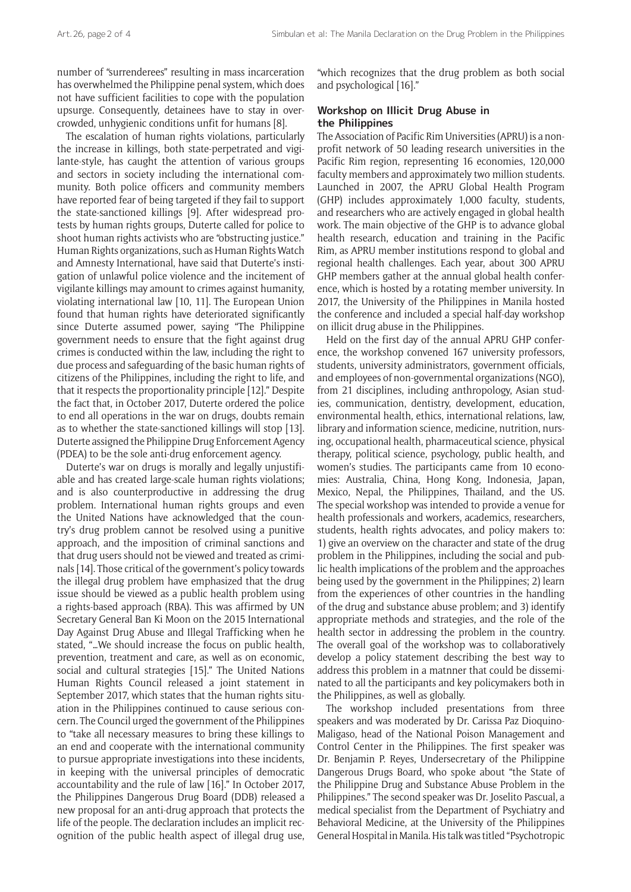number of "surrenderees" resulting in mass incarceration has overwhelmed the Philippine penal system, which does not have sufficient facilities to cope with the population upsurge. Consequently, detainees have to stay in overcrowded, unhygienic conditions unfit for humans [8].

The escalation of human rights violations, particularly the increase in killings, both state-perpetrated and vigilante-style, has caught the attention of various groups and sectors in society including the international community. Both police officers and community members have reported fear of being targeted if they fail to support the state-sanctioned killings [9]. After widespread protests by human rights groups, Duterte called for police to shoot human rights activists who are "obstructing justice." Human Rights organizations, such as Human Rights Watch and Amnesty International, have said that Duterte's instigation of unlawful police violence and the incitement of vigilante killings may amount to crimes against humanity, violating international law [10, 11]. The European Union found that human rights have deteriorated significantly since Duterte assumed power, saying "The Philippine government needs to ensure that the fight against drug crimes is conducted within the law, including the right to due process and safeguarding of the basic human rights of citizens of the Philippines, including the right to life, and that it respects the proportionality principle [12]." Despite the fact that, in October 2017, Duterte ordered the police to end all operations in the war on drugs, doubts remain as to whether the state-sanctioned killings will stop [13]. Duterte assigned the Philippine Drug Enforcement Agency (PDEA) to be the sole anti-drug enforcement agency.

Duterte's war on drugs is morally and legally unjustifiable and has created large-scale human rights violations; and is also counterproductive in addressing the drug problem. International human rights groups and even the United Nations have acknowledged that the country's drug problem cannot be resolved using a punitive approach, and the imposition of criminal sanctions and that drug users should not be viewed and treated as criminals [14]. Those critical of the government's policy towards the illegal drug problem have emphasized that the drug issue should be viewed as a public health problem using a rights-based approach (RBA). This was affirmed by UN Secretary General Ban Ki Moon on the 2015 International Day Against Drug Abuse and Illegal Trafficking when he stated, "…We should increase the focus on public health, prevention, treatment and care, as well as on economic, social and cultural strategies [15]." The United Nations Human Rights Council released a joint statement in September 2017, which states that the human rights situation in the Philippines continued to cause serious concern. The Council urged the government of the Philippines to "take all necessary measures to bring these killings to an end and cooperate with the international community to pursue appropriate investigations into these incidents, in keeping with the universal principles of democratic accountability and the rule of law [16]." In October 2017, the Philippines Dangerous Drug Board (DDB) released a new proposal for an anti-drug approach that protects the life of the people. The declaration includes an implicit recognition of the public health aspect of illegal drug use, "which recognizes that the drug problem as both social and psychological [16]."

## Workshop on Illicit Drug Abuse in the Philippines

The Association of Pacific Rim Universities (APRU) is a non-profit network of 50 leading research universities in the Pacific Rim region, representing 16 economies, 120,000 faculty members and approximately two million students. Launched in 2007, the APRU Global Health Program (GHP) includes approximately 1,000 faculty, students, and researchers who are actively engaged in global health work. The main objective of the GHP is to advance global health research, education and training in the Pacific Rim, as APRU member institutions respond to global and regional health challenges. Each year, about 300 APRU GHP members gather at the annual global health conference, which is hosted by a rotating member university. In 2017, the University of the Philippines in Manila hosted the conference and included a special half-day workshop on illicit drug abuse in the Philippines.

Held on the first day of the annual APRU GHP conference, the workshop convened 167 university professors, students, university administrators, government officials, and employees of non-governmental organizations (NGO), from 21 disciplines, including anthropology, Asian studies, communication, dentistry, development, education, environmental health, ethics, international relations, law, library and information science, medicine, nutrition, nursing, occupational health, pharmaceutical science, physical therapy, political science, psychology, public health, and women's studies. The participants came from 10 economies: Australia, China, Hong Kong, Indonesia, Japan, Mexico, Nepal, the Philippines, Thailand, and the US. The special workshop was intended to provide a venue for health professionals and workers, academics, researchers, students, health rights advocates, and policy makers to: 1) give an overview on the character and state of the drug problem in the Philippines, including the social and public health implications of the problem and the approaches being used by the government in the Philippines; 2) learn from the experiences of other countries in the handling of the drug and substance abuse problem; and 3) identify appropriate methods and strategies, and the role of the health sector in addressing the problem in the country. The overall goal of the workshop was to collaboratively develop a policy statement describing the best way to address this problem in a matnner that could be disseminated to all the participants and key policymakers both in the Philippines, as well as globally.

The workshop included presentations from three speakers and was moderated by Dr. Carissa Paz Dioquino-Maligaso, head of the National Poison Management and Control Center in the Philippines. The first speaker was Dr. Benjamin P. Reyes, Undersecretary of the Philippine Dangerous Drugs Board, who spoke about "the State of the Philippine Drug and Substance Abuse Problem in the Philippines." The second speaker was Dr. Joselito Pascual, a medical specialist from the Department of Psychiatry and Behavioral Medicine, at the University of the Philippines General Hospital in Manila. His talk was titled "Psychotropic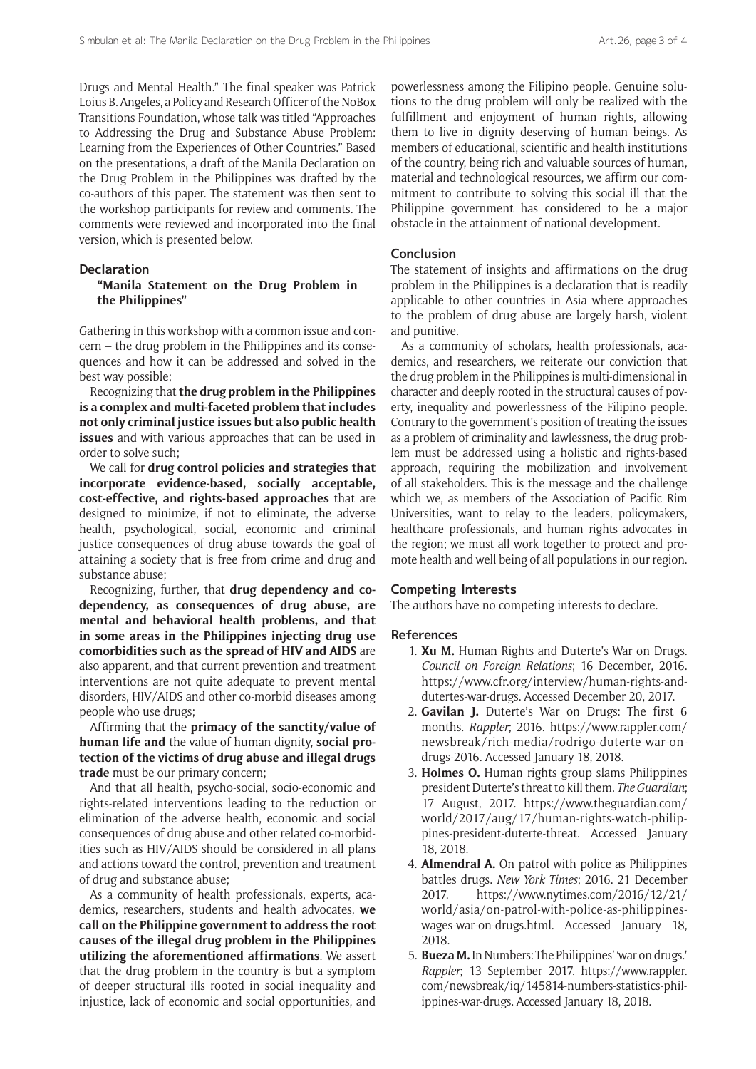Drugs and Mental Health." The final speaker was Patrick Loius B. Angeles, a Policy and Research Officer of the NoBox Transitions Foundation, whose talk was titled "Approaches to Addressing the Drug and Substance Abuse Problem: Learning from the Experiences of Other Countries." Based on the presentations, a draft of the Manila Declaration on the Drug Problem in the Philippines was drafted by the co-authors of this paper. The statement was then sent to the workshop participants for review and comments. The comments were reviewed and incorporated into the final version, which is presented below.

## Declaration

### "Manila Statement on the Drug Problem in the Philippines"

Gathering in this workshop with a common issue and concern – the drug problem in the Philippines and its consequences and how it can be addressed and solved in the best way possible;

Recognizing that **the drug problem in the Philippines is a complex and multi-faceted problem that includes not only criminal justice issues but also public health issues** and with various approaches that can be used in order to solve such;

We call for **drug control policies and strategies that incorporate evidence-based, socially acceptable, cost-effective, and rights-based approaches** that are designed to minimize, if not to eliminate, the adverse health, psychological, social, economic and criminal justice consequences of drug abuse towards the goal of attaining a society that is free from crime and drug and substance abuse;

Recognizing, further, that **drug dependency and co-dependency, as consequences of drug abuse, are mental and behavioral health problems, and that in some areas in the Philippines injecting drug use comorbidities such as the spread of HIV and AIDS** are also apparent, and that current prevention and treatment interventions are not quite adequate to prevent mental disorders, HIV/AIDS and other co-morbid diseases among people who use drugs;

Affirming that the **primacy of the sanctity/value of human life and** the value of human dignity, **social protection of the victims of drug abuse and illegal drugs trade** must be our primary concern;

And that all health, psycho-social, socio-economic and rights-related interventions leading to the reduction or elimination of the adverse health, economic and social consequences of drug abuse and other related co-morbidities such as HIV/AIDS should be considered in all plans and actions toward the control, prevention and treatment of drug and substance abuse;

As a community of health professionals, experts, academics, researchers, students and health advocates, **we call on the Philippine government to address the root causes of the illegal drug problem in the Philippines utilizing the aforementioned affirmations**. We assert that the drug problem in the country is but a symptom of deeper structural ills rooted in social inequality and injustice, lack of economic and social opportunities, and powerlessness among the Filipino people. Genuine solutions to the drug problem will only be realized with the fulfillment and enjoyment of human rights, allowing them to live in dignity deserving of human beings. As members of educational, scientific and health institutions of the country, being rich and valuable sources of human, material and technological resources, we affirm our commitment to contribute to solving this social ill that the Philippine government has considered to be a major obstacle in the attainment of national development.

## Conclusion

The statement of insights and affirmations on the drug problem in the Philippines is a declaration that is readily applicable to other countries in Asia where approaches to the problem of drug abuse are largely harsh, violent and punitive.

As a community of scholars, health professionals, academics, and researchers, we reiterate our conviction that the drug problem in the Philippines is multi-dimensional in character and deeply rooted in the structural causes of poverty, inequality and powerlessness of the Filipino people. Contrary to the government's position of treating the issues as a problem of criminality and lawlessness, the drug problem must be addressed using a holistic and rights-based approach, requiring the mobilization and involvement of all stakeholders. This is the message and the challenge which we, as members of the Association of Pacific Rim Universities, want to relay to the leaders, policymakers, healthcare professionals, and human rights advocates in the region; we must all work together to protect and promote health and well being of all populations in our region.

## Competing Interests

The authors have no competing interests to declare.

## References

1. **Xu M.** Human Rights and Duterte's War on Drugs. *Council on Foreign Relations*; 16 December, 2016. https://www.cfr.org/interview/human-rights-and-dutertes-war-drugs. Accessed December 20, 2017.
2. **Gavilan J.** Duterte's War on Drugs: The first 6 months. *Rappler*; 2016. https://www.rappler.com/newsbreak/rich-media/rodrigo-duterte-war-on-drugs-2016. Accessed January 18, 2018.
3. **Holmes O.** Human rights group slams Philippines president Duterte's threat to kill them. *The Guardian*; 17 August, 2017. https://www.theguardian.com/world/2017/aug/17/human-rights-watch-philippines-president-duterte-threat. Accessed January 18, 2018.
4. **Almendral A.** On patrol with police as Philippines battles drugs. *New York Times*; 2016. 21 December 2017. https://www.nytimes.com/2016/12/21/world/asia/on-patrol-with-police-as-philippines-wages-war-on-drugs.html. Accessed January 18, 2018.
5. **Bueza M.** In Numbers: The Philippines' 'war on drugs.' *Rappler*; 13 September 2017. https://www.rappler.com/newsbreak/iq/145814-numbers-statistics-philippines-war-drugs. Accessed January 18, 2018.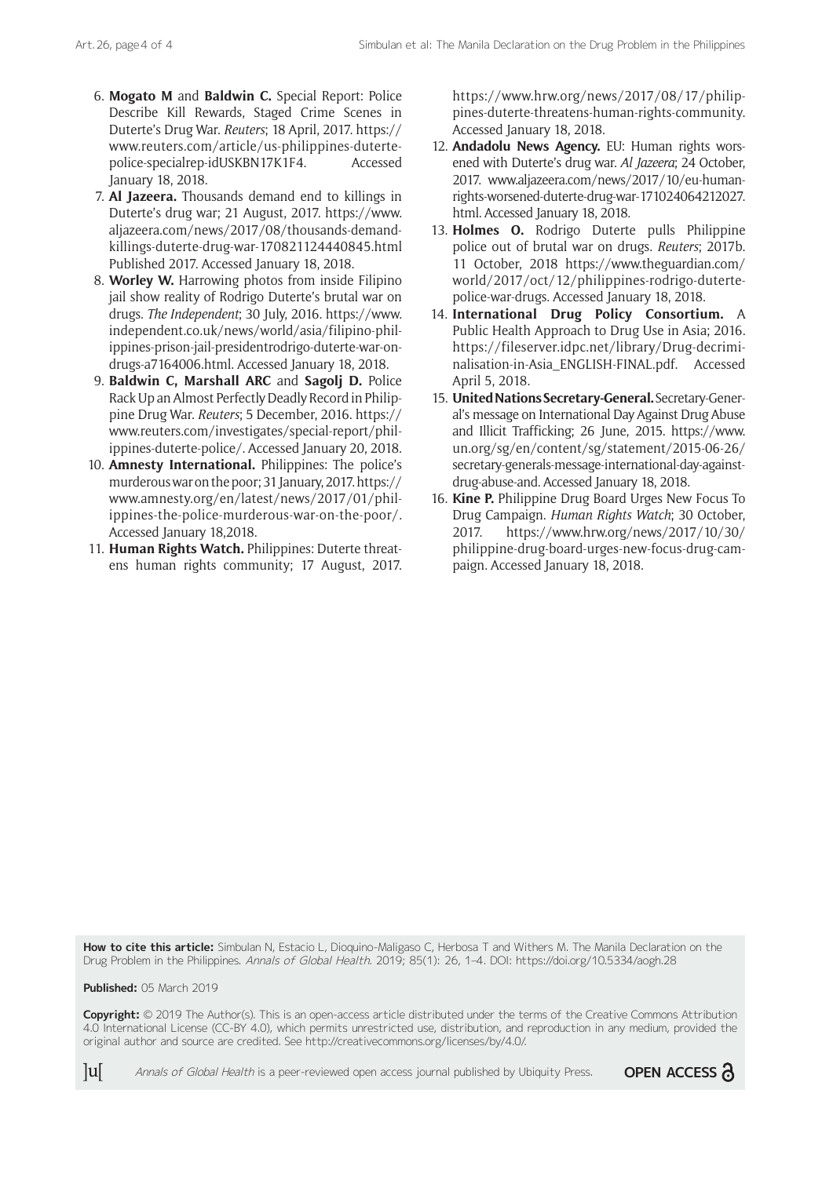6. **Mogato M** and **Baldwin C.** Special Report: Police Describe Kill Rewards, Staged Crime Scenes in Duterte's Drug War. *Reuters*; 18 April, 2017. https://www.reuters.com/article/us-philippines-duterte-police-specialrep-idUSKBN17K1F4. Accessed January 18, 2018.
7. **Al Jazeera.** Thousands demand end to killings in Duterte's drug war; 21 August, 2017. https://www.aljazeera.com/news/2017/08/thousands-demand-killings-duterte-drug-war-170821124440845.html Published 2017. Accessed January 18, 2018.
8. **Worley W.** Harrowing photos from inside Filipino jail show reality of Rodrigo Duterte's brutal war on drugs. *The Independent*; 30 July, 2016. https://www.independent.co.uk/news/world/asia/filipino-philippines-prison-jail-presidentrodrigo-duterte-war-on-drugs-a7164006.html. Accessed January 18, 2018.
9. **Baldwin C, Marshall ARC** and **Sagolj D.** Police Rack Up an Almost Perfectly Deadly Record in Philippine Drug War. *Reuters*; 5 December, 2016. https://www.reuters.com/investigates/special-report/philippines-duterte-police/. Accessed January 20, 2018.
10. **Amnesty International.** Philippines: The police's murderous war on the poor; 31 January, 2017. https://www.amnesty.org/en/latest/news/2017/01/philippines-the-police-murderous-war-on-the-poor/. Accessed January 18,2018.
11. **Human Rights Watch.** Philippines: Duterte threatens human rights community; 17 August, 2017. https://www.hrw.org/news/2017/08/17/philippines-duterte-threatens-human-rights-community. Accessed January 18, 2018.
12. **Andadolu News Agency.** EU: Human rights worsened with Duterte's drug war. *Al Jazeera*; 24 October, 2017. www.aljazeera.com/news/2017/10/eu-human-rights-worsened-duterte-drug-war-171024064212027.html. Accessed January 18, 2018.
13. **Holmes O.** Rodrigo Duterte pulls Philippine police out of brutal war on drugs. *Reuters*; 2017b. 11 October, 2018 https://www.theguardian.com/world/2017/oct/12/philippines-rodrigo-duterte-police-war-drugs. Accessed January 18, 2018.
14. **International Drug Policy Consortium.** A Public Health Approach to Drug Use in Asia; 2016. https://fileserver.idpc.net/library/Drug-decriminalisation-in-Asia_ENGLISH-FINAL.pdf. Accessed April 5, 2018.
15. **United Nations Secretary-General.** Secretary-General's message on International Day Against Drug Abuse and Illicit Trafficking; 26 June, 2015. https://www.un.org/sg/en/content/sg/statement/2015-06-26/secretary-generals-message-international-day-against-drug-abuse-and. Accessed January 18, 2018.
16. **Kine P.** Philippine Drug Board Urges New Focus To Drug Campaign. *Human Rights Watch*; 30 October, 2017. https://www.hrw.org/news/2017/10/30/philippine-drug-board-urges-new-focus-drug-campaign. Accessed January 18, 2018.

**How to cite this article:** Simbulan N, Estacio L, Dioquino-Maligaso C, Herbosa T and Withers M. The Manila Declaration on the Drug Problem in the Philippines. *Annals of Global Health*. 2019; 85(1): 26, 1–4. DOI: https://doi.org/10.5334/aogh.28

**Published:** 05 March 2019

**Copyright:** © 2019 The Author(s). This is an open-access article distributed under the terms of the Creative Commons Attribution 4.0 International License (CC-BY 4.0), which permits unrestricted use, distribution, and reproduction in any medium, provided the original author and source are credited. See http://creativecommons.org/licenses/by/4.0/.

*Annals of Global Health* is a peer-reviewed open access journal published by Ubiquity Press.

**OPEN ACCESS**